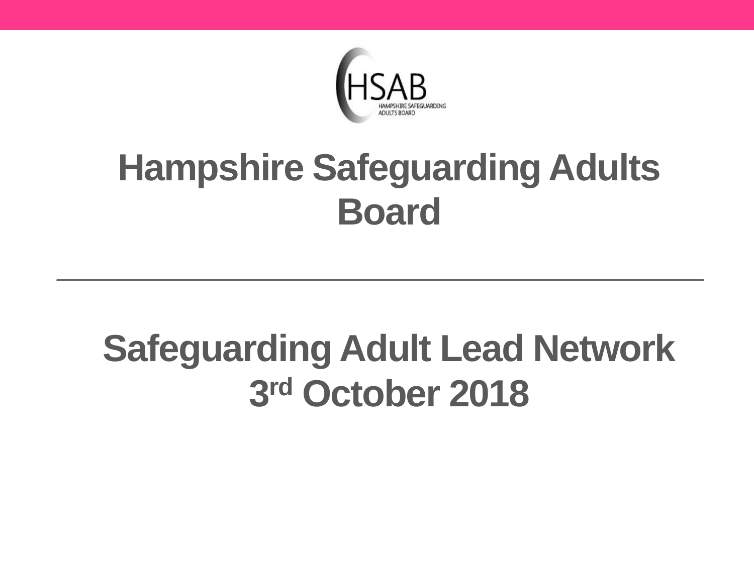HSAB

HAMPSHIRE SAFEGUARDING ADULTS BOARD

# Hampshire Safeguarding Adults Board

---

## Safeguarding Adult Lead Network 3rd October 2018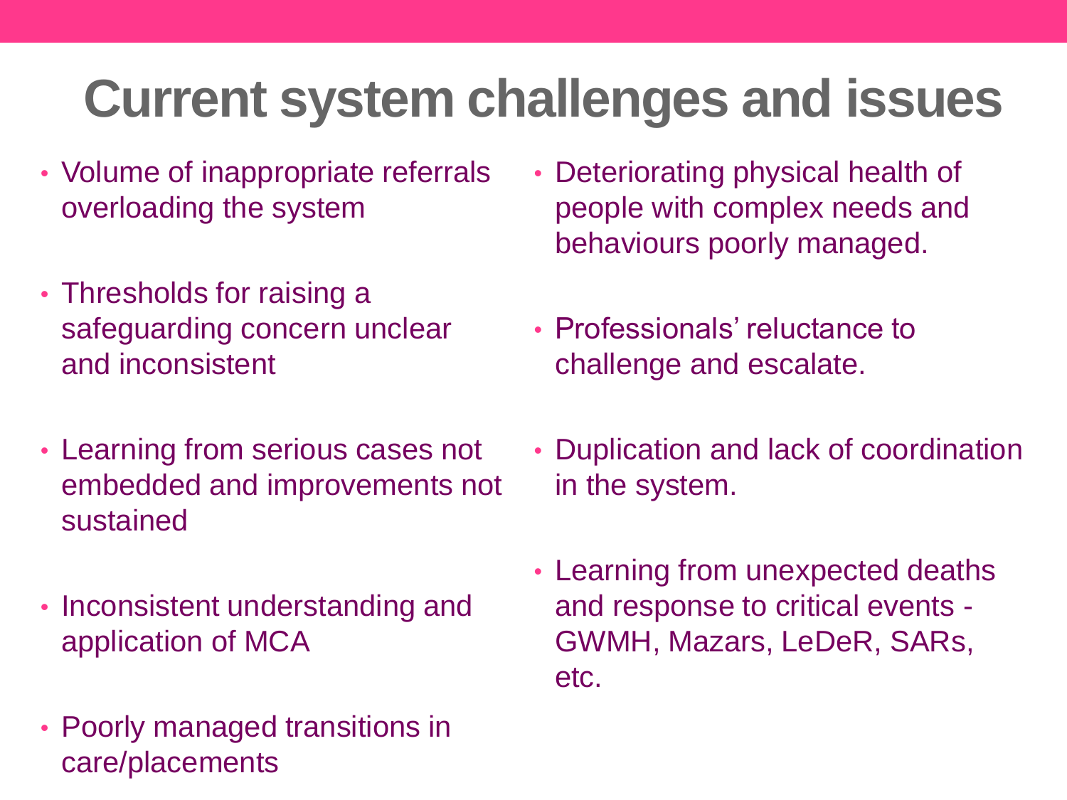# Current system challenges and issues

- Volume of inappropriate referrals overloading the system
- Thresholds for raising a safeguarding concern unclear and inconsistent
- Learning from serious cases not embedded and improvements not sustained
- Inconsistent understanding and application of MCA
- Poorly managed transitions in care/placements
- Deteriorating physical health of people with complex needs and behaviours poorly managed.
- Professionals' reluctance to challenge and escalate.
- Duplication and lack of coordination in the system.
- Learning from unexpected deaths and response to critical events - GWMH, Mazars, LeDeR, SARs, etc.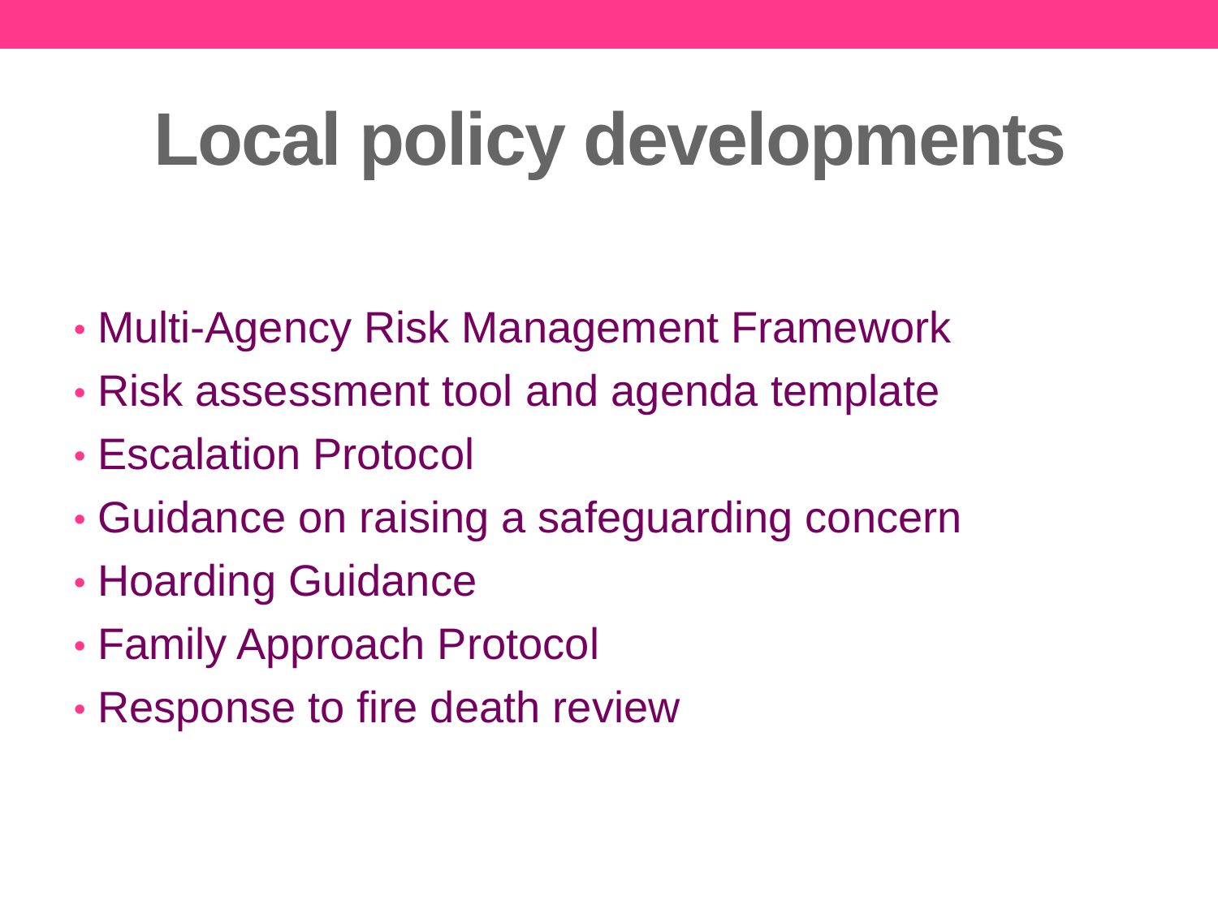# Local policy developments

- Multi-Agency Risk Management Framework
- Risk assessment tool and agenda template
- Escalation Protocol
- Guidance on raising a safeguarding concern
- Hoarding Guidance
- Family Approach Protocol
- Response to fire death review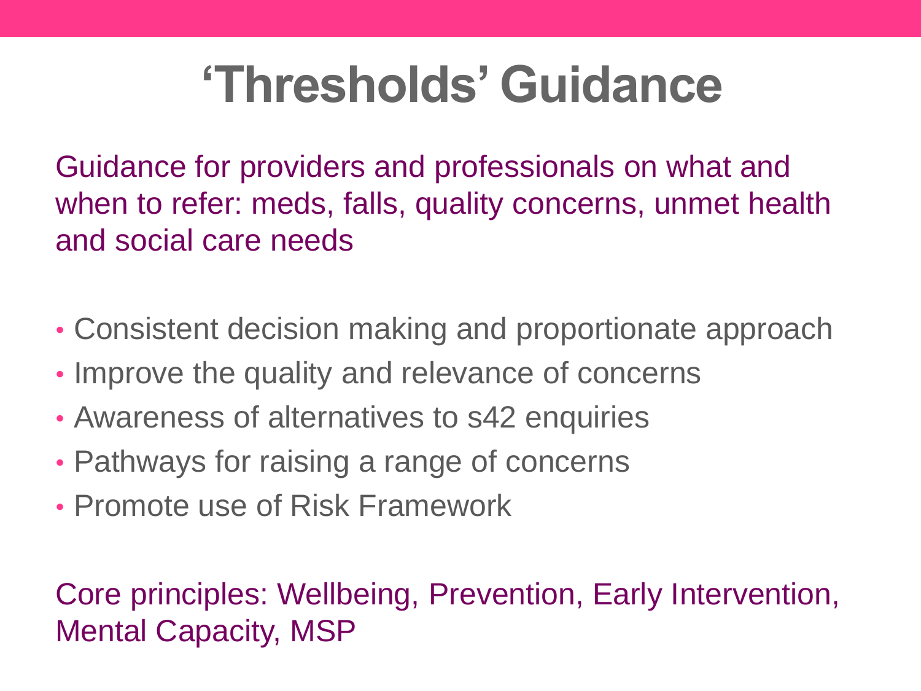# ‘Thresholds’ Guidance

Guidance for providers and professionals on what and when to refer: meds, falls, quality concerns, unmet health and social care needs

- Consistent decision making and proportionate approach
- Improve the quality and relevance of concerns
- Awareness of alternatives to s42 enquiries
- Pathways for raising a range of concerns
- Promote use of Risk Framework

Core principles: Wellbeing, Prevention, Early Intervention, Mental Capacity, MSP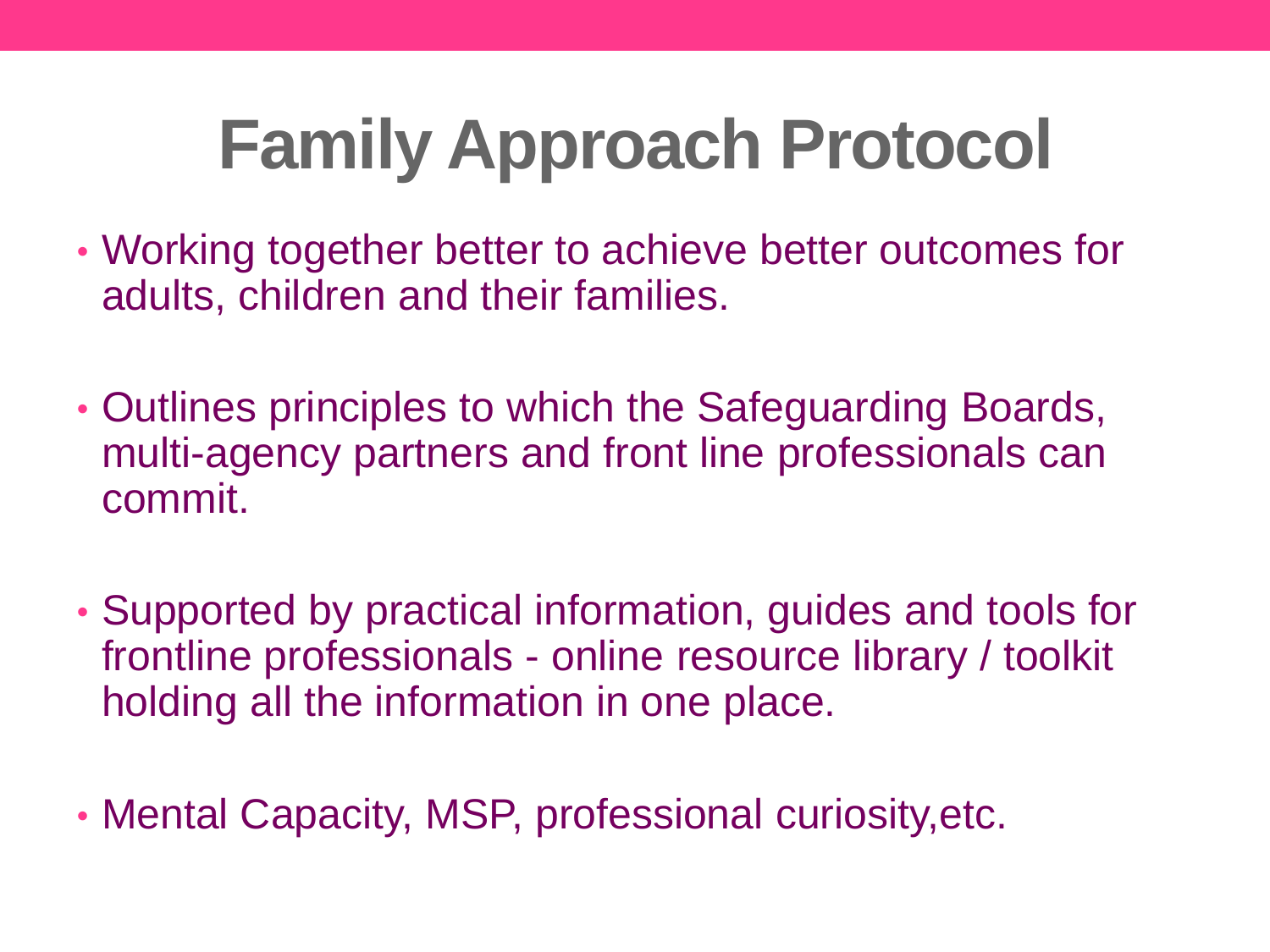# Family Approach Protocol

- Working together better to achieve better outcomes for adults, children and their families.
- Outlines principles to which the Safeguarding Boards, multi-agency partners and front line professionals can commit.
- Supported by practical information, guides and tools for frontline professionals - online resource library / toolkit holding all the information in one place.
- Mental Capacity, MSP, professional curiosity,etc.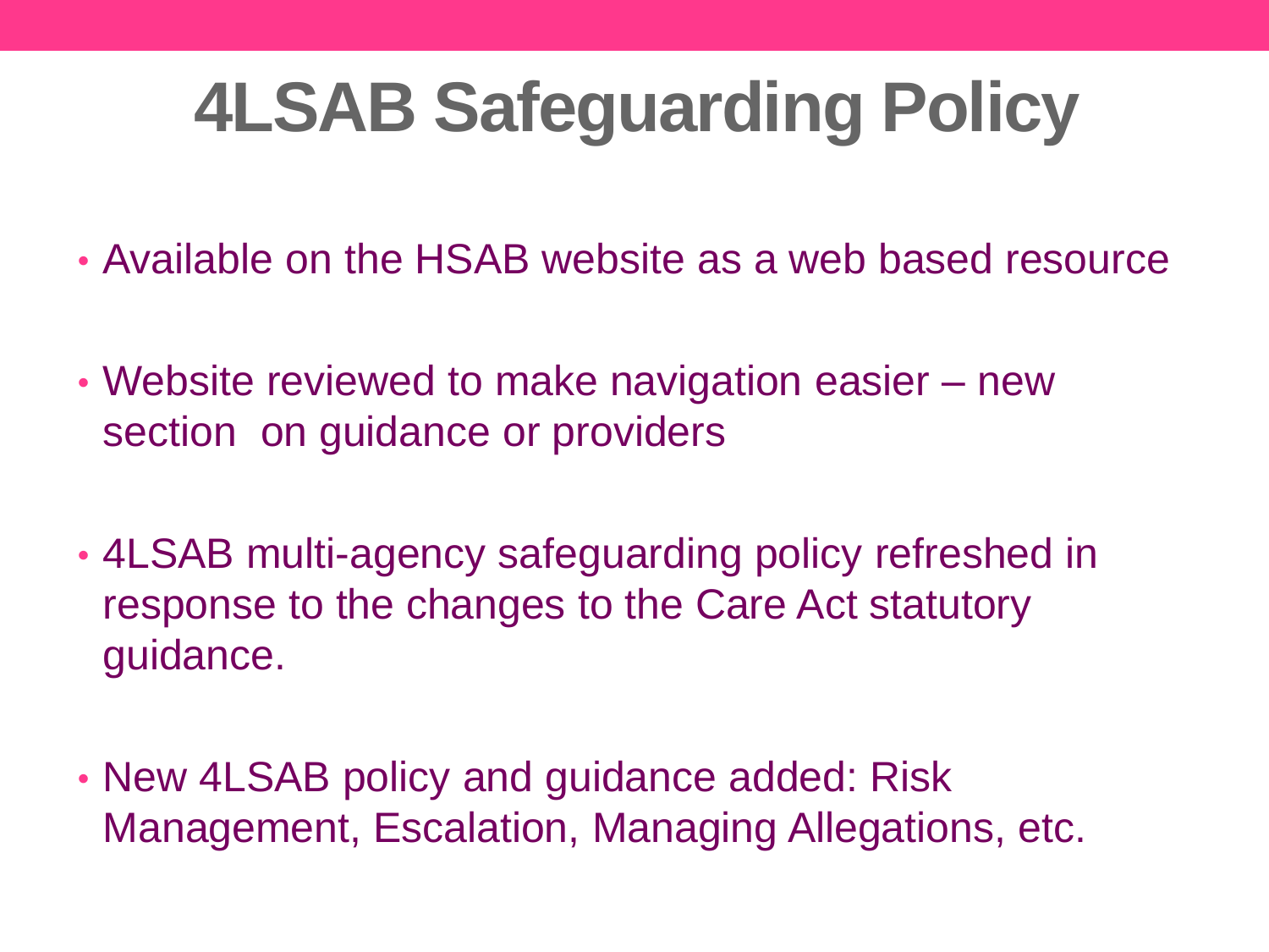# 4LSAB Safeguarding Policy

- Available on the HSAB website as a web based resource
- Website reviewed to make navigation easier – new section on guidance or providers
- 4LSAB multi-agency safeguarding policy refreshed in response to the changes to the Care Act statutory guidance.
- New 4LSAB policy and guidance added: Risk Management, Escalation, Managing Allegations, etc.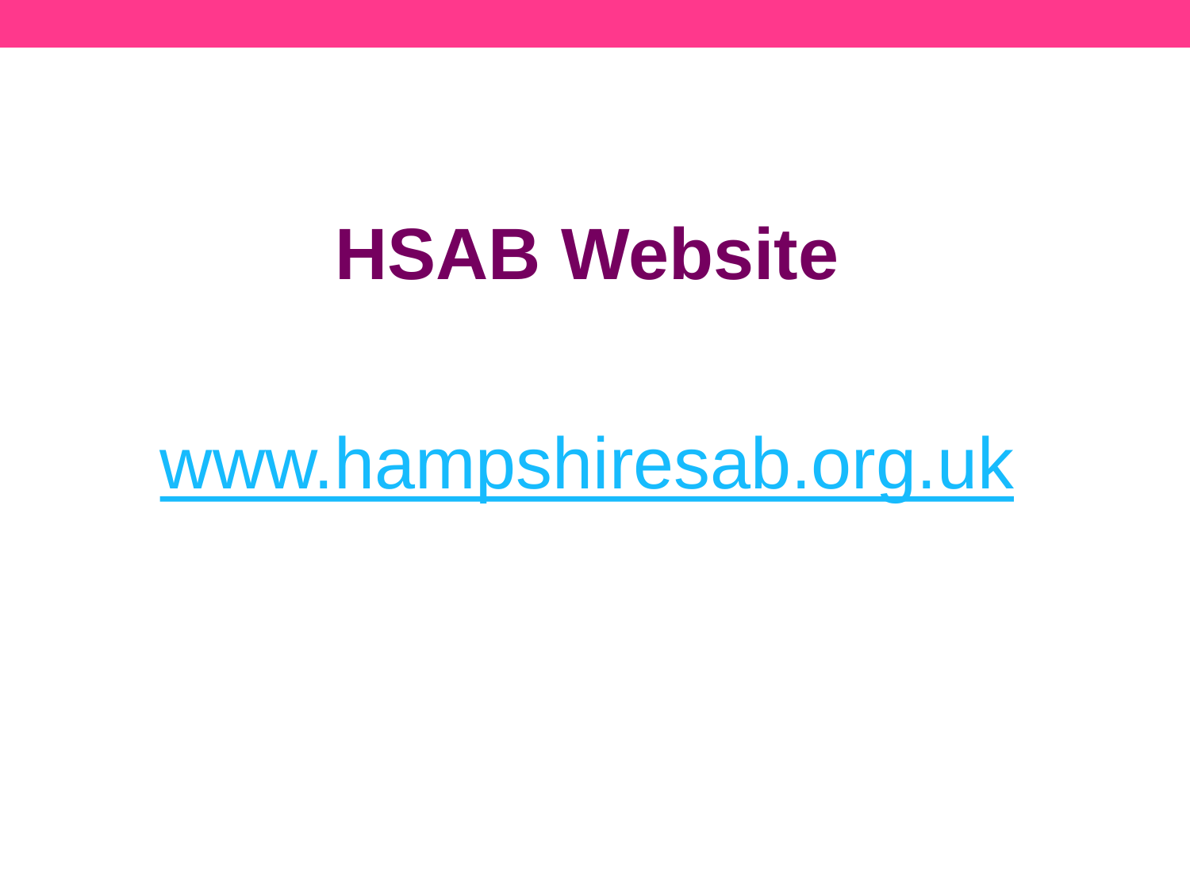# HSAB Website

[www.hampshiresab.org.uk](http://www.hampshiresab.org.uk)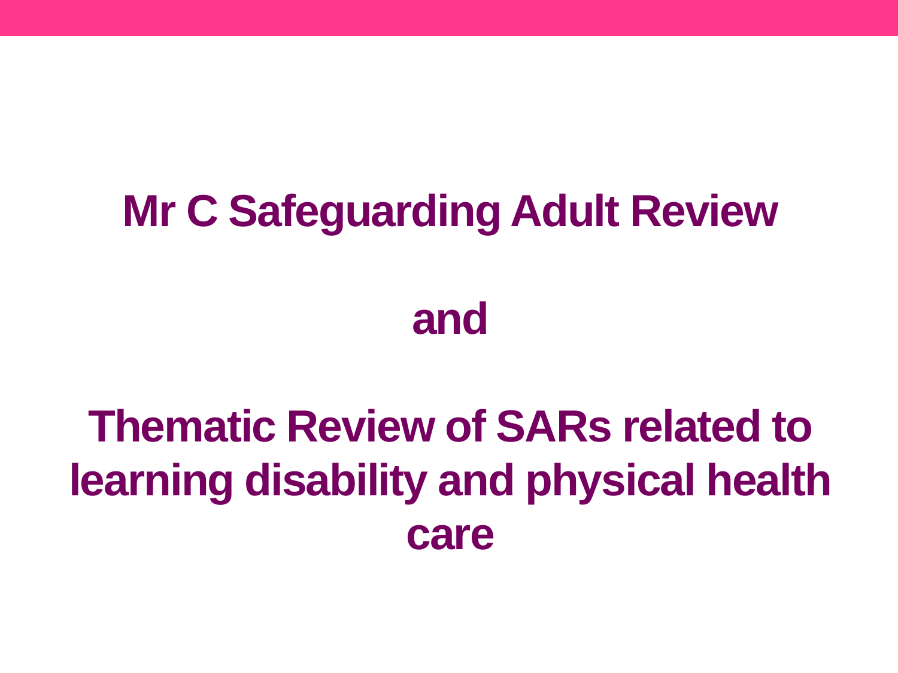# Mr C Safeguarding Adult Review

# and

# Thematic Review of SARs related to learning disability and physical health care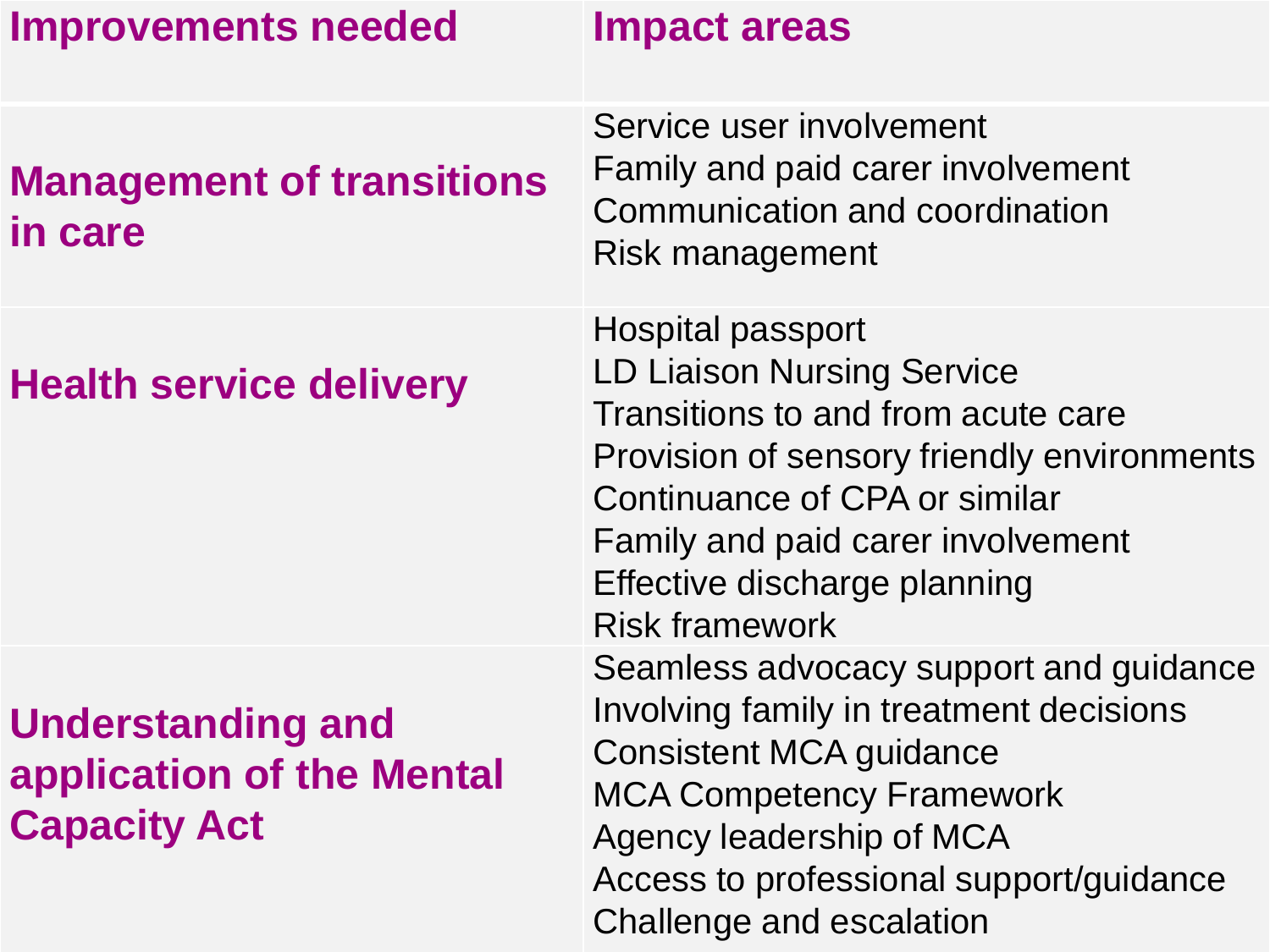| Improvements needed | Impact areas |
|---|---|
| **Management of transitions in care** | Service user involvement<br>Family and paid carer involvement<br>Communication and coordination<br>Risk management |
| **Health service delivery** | Hospital passport<br>LD Liaison Nursing Service<br>Transitions to and from acute care<br>Provision of sensory friendly environments<br>Continuance of CPA or similar<br>Family and paid carer involvement<br>Effective discharge planning<br>Risk framework |
| **Understanding and application of the Mental Capacity Act** | Seamless advocacy support and guidance<br>Involving family in treatment decisions<br>Consistent MCA guidance<br>MCA Competency Framework<br>Agency leadership of MCA<br>Access to professional support/guidance<br>Challenge and escalation |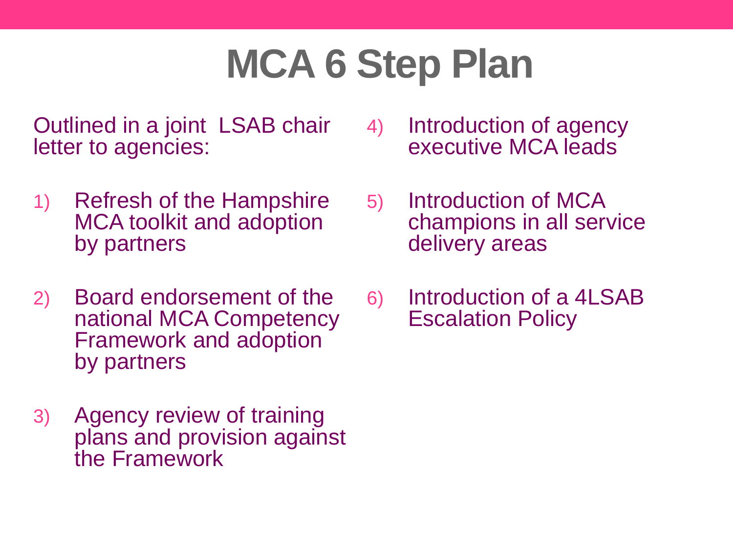# MCA 6 Step Plan

Outlined in a joint LSAB chair letter to agencies:

1) Refresh of the Hampshire MCA toolkit and adoption by partners

2) Board endorsement of the national MCA Competency Framework and adoption by partners

3) Agency review of training plans and provision against the Framework

4) Introduction of agency executive MCA leads

5) Introduction of MCA champions in all service delivery areas

6) Introduction of a 4LSAB Escalation Policy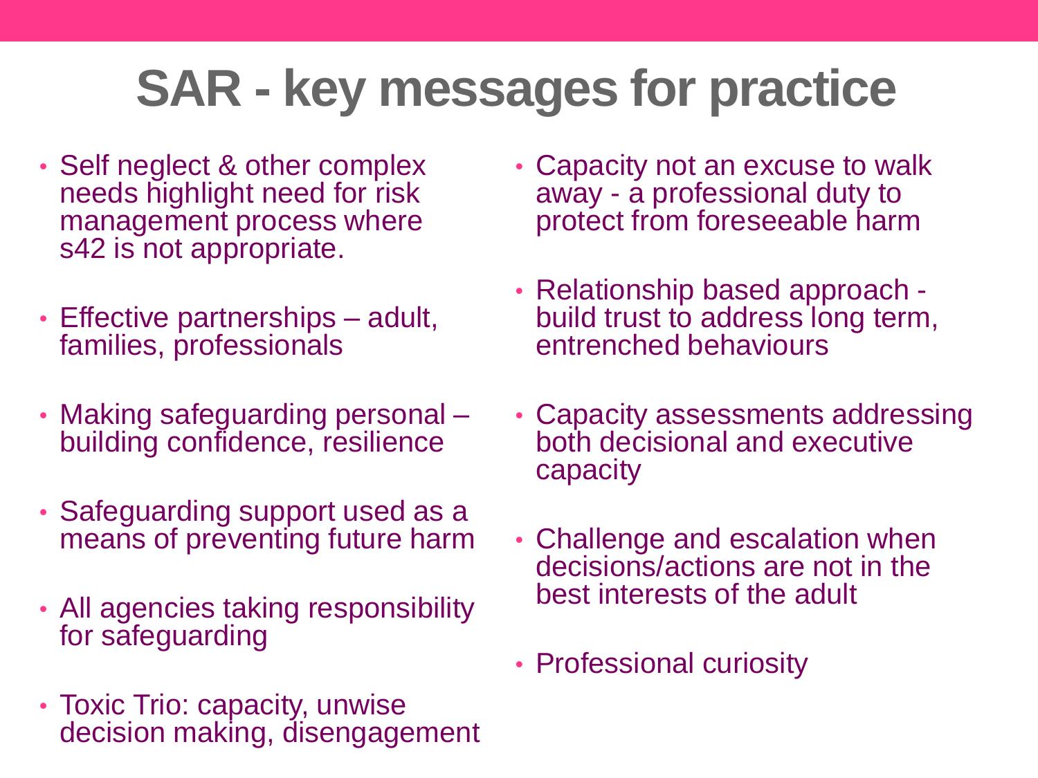# SAR - key messages for practice

- Self neglect & other complex needs highlight need for risk management process where s42 is not appropriate.
- Effective partnerships – adult, families, professionals
- Making safeguarding personal – building confidence, resilience
- Safeguarding support used as a means of preventing future harm
- All agencies taking responsibility for safeguarding
- Toxic Trio: capacity, unwise decision making, disengagement
- Capacity not an excuse to walk away - a professional duty to protect from foreseeable harm
- Relationship based approach - build trust to address long term, entrenched behaviours
- Capacity assessments addressing both decisional and executive capacity
- Challenge and escalation when decisions/actions are not in the best interests of the adult
- Professional curiosity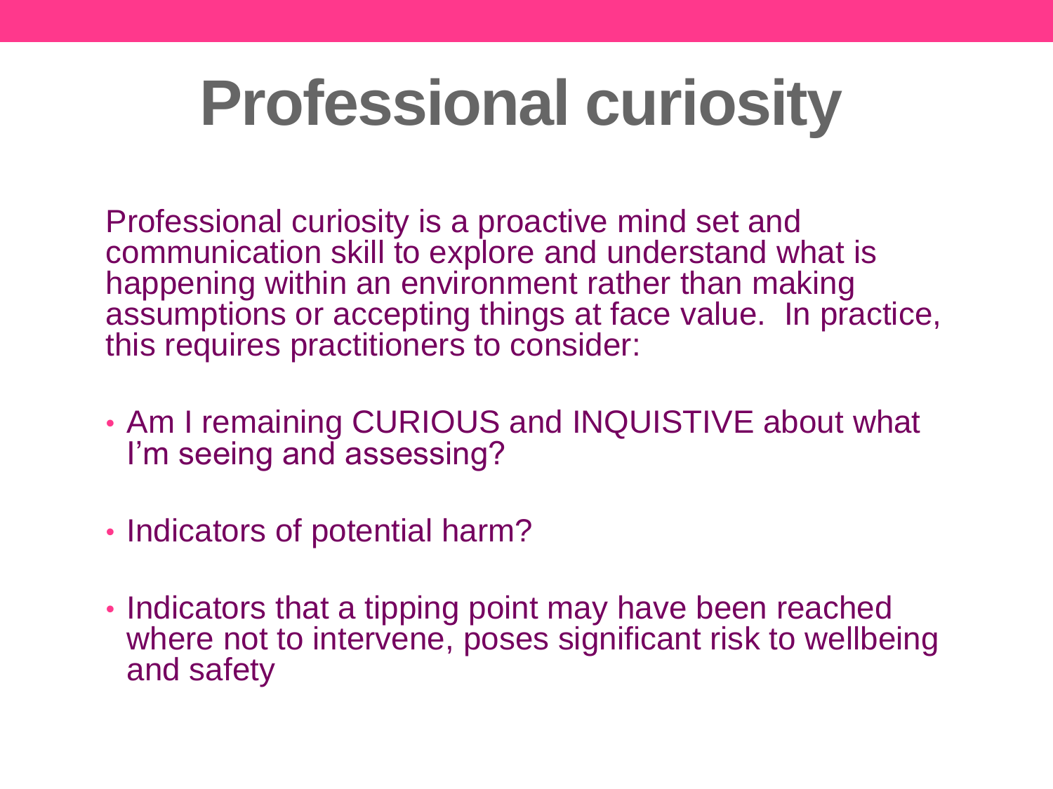# Professional curiosity

Professional curiosity is a proactive mind set and communication skill to explore and understand what is happening within an environment rather than making assumptions or accepting things at face value. In practice, this requires practitioners to consider:

- Am I remaining CURIOUS and INQUISTIVE about what I'm seeing and assessing?
- Indicators of potential harm?
- Indicators that a tipping point may have been reached where not to intervene, poses significant risk to wellbeing and safety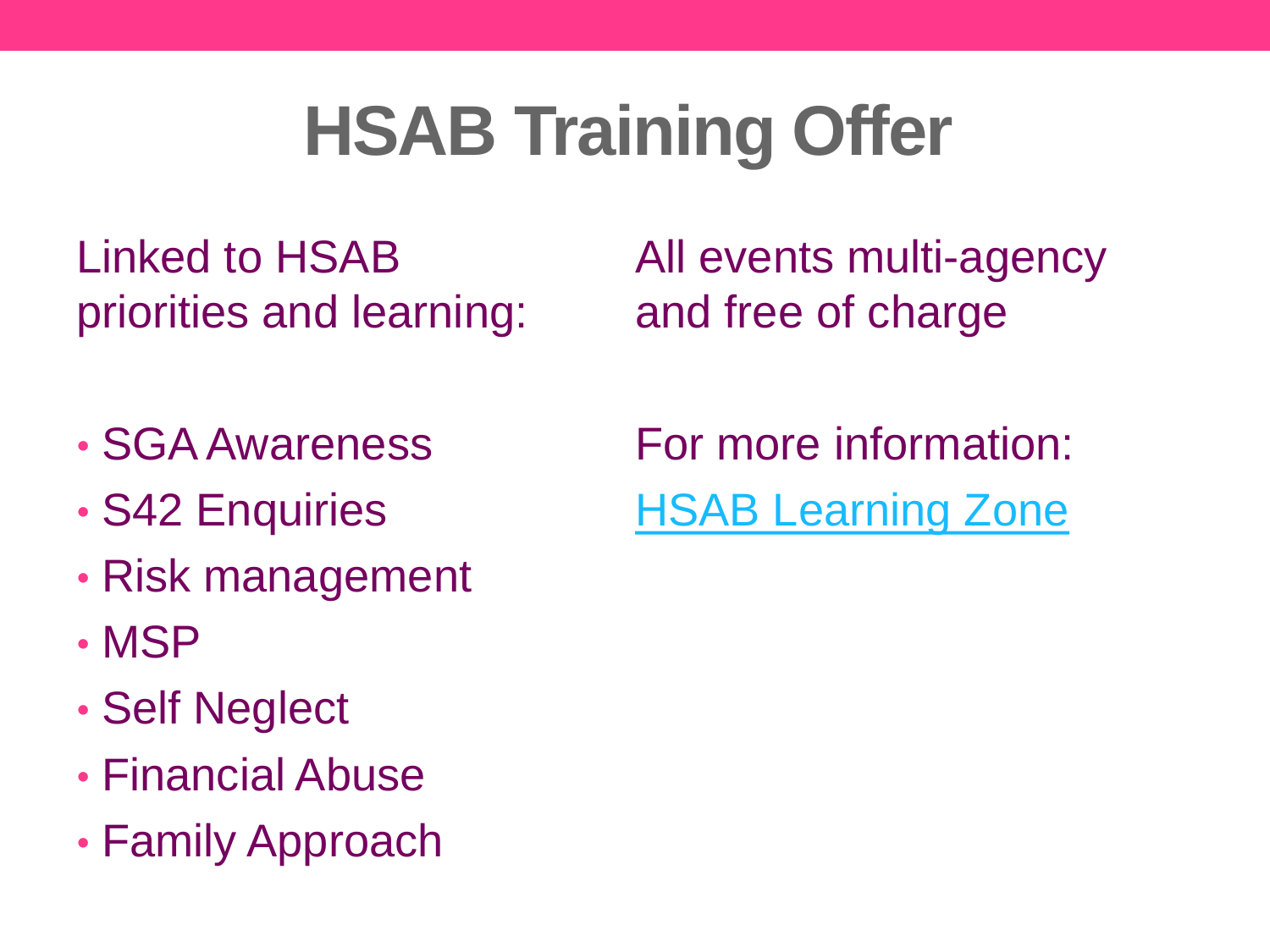# HSAB Training Offer

Linked to HSAB priorities and learning:

- SGA Awareness
- S42 Enquiries
- Risk management
- MSP
- Self Neglect
- Financial Abuse
- Family Approach

All events multi-agency and free of charge

For more information:

HSAB Learning Zone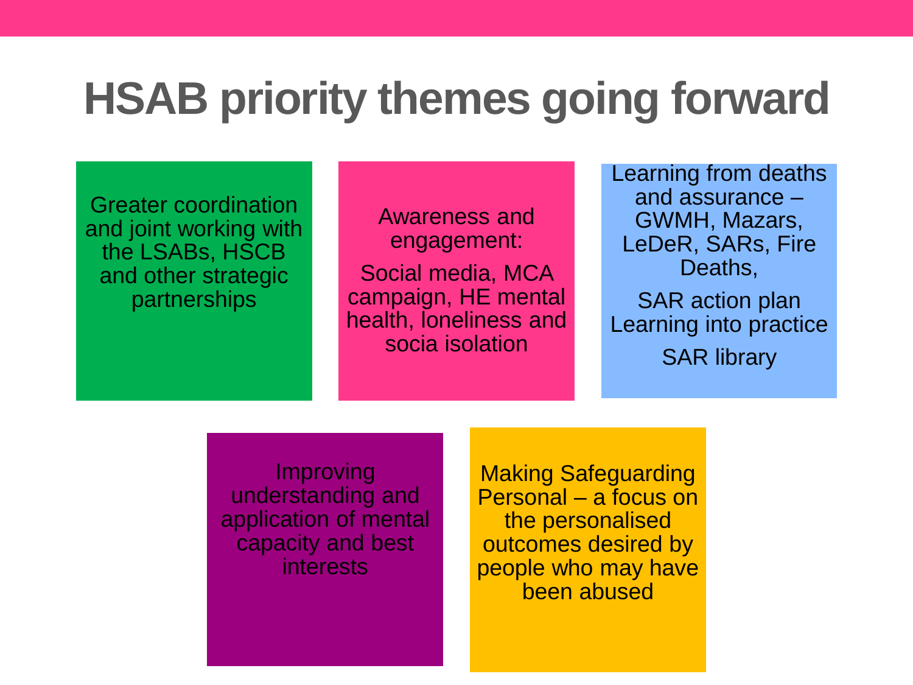# HSAB priority themes going forward

- Greater coordination and joint working with the LSABs, HSCB and other strategic partnerships

- Awareness and engagement:

  Social media, MCA campaign, HE mental health, loneliness and socia isolation

- Learning from deaths and assurance – GWMH, Mazars, LeDeR, SARs, Fire Deaths,

  SAR action plan Learning into practice

  SAR library

- Improving understanding and application of mental capacity and best interests

- Making Safeguarding Personal – a focus on the personalised outcomes desired by people who may have been abused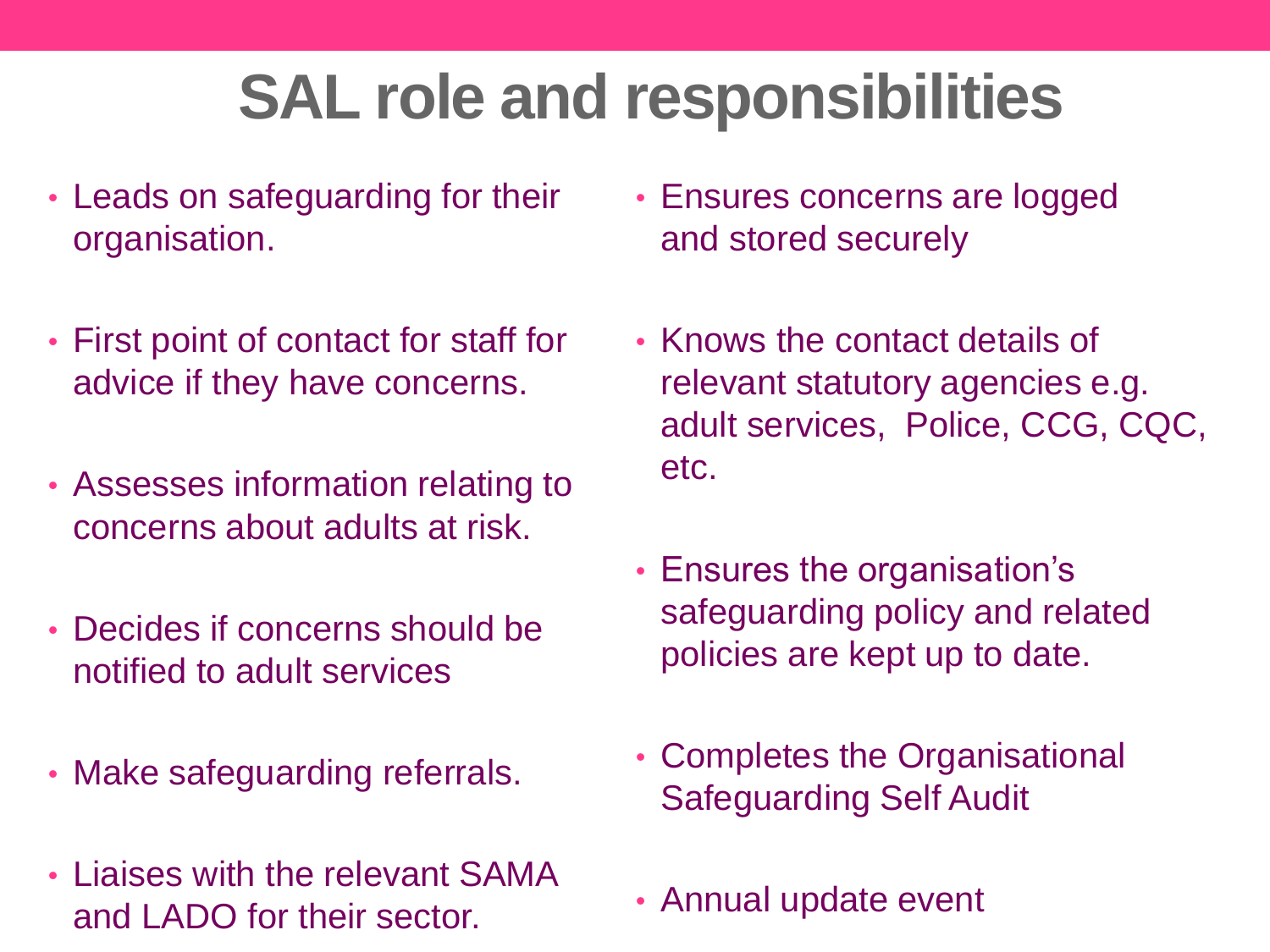# SAL role and responsibilities

- Leads on safeguarding for their organisation.
- First point of contact for staff for advice if they have concerns.
- Assesses information relating to concerns about adults at risk.
- Decides if concerns should be notified to adult services
- Make safeguarding referrals.
- Liaises with the relevant SAMA and LADO for their sector.
- Ensures concerns are logged and stored securely
- Knows the contact details of relevant statutory agencies e.g. adult services,  Police, CCG, CQC, etc.
- Ensures the organisation's safeguarding policy and related policies are kept up to date.
- Completes the Organisational Safeguarding Self Audit
- Annual update event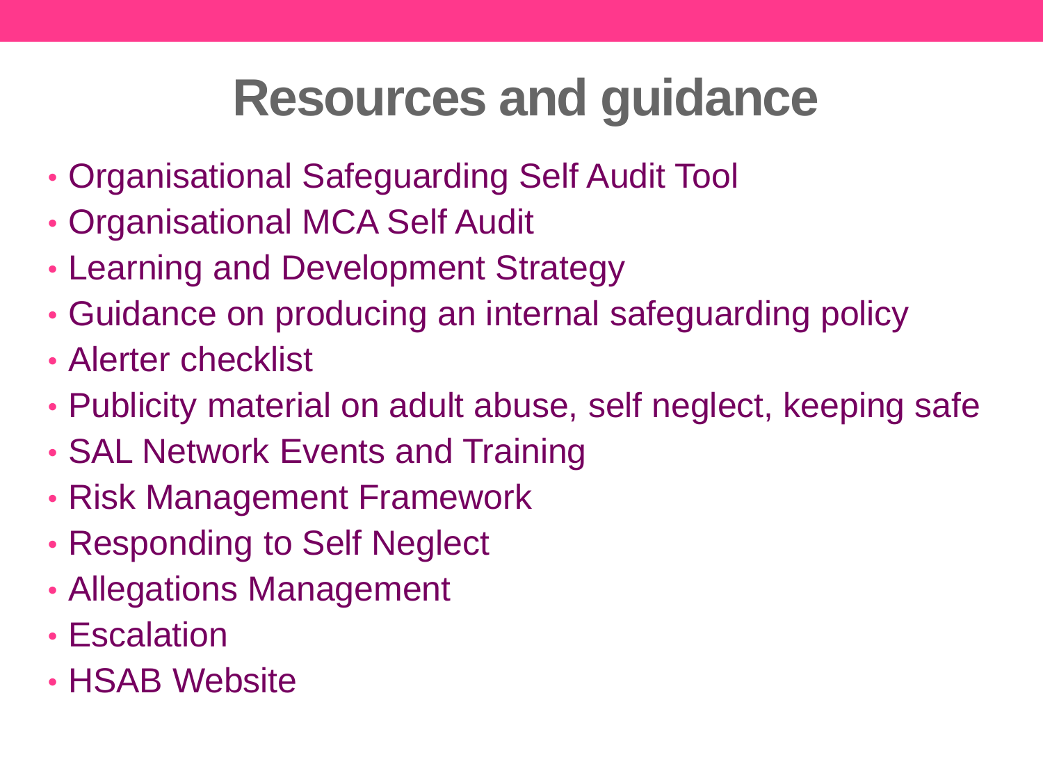# Resources and guidance

- Organisational Safeguarding Self Audit Tool
- Organisational MCA Self Audit
- Learning and Development Strategy
- Guidance on producing an internal safeguarding policy
- Alerter checklist
- Publicity material on adult abuse, self neglect, keeping safe
- SAL Network Events and Training
- Risk Management Framework
- Responding to Self Neglect
- Allegations Management
- Escalation
- HSAB Website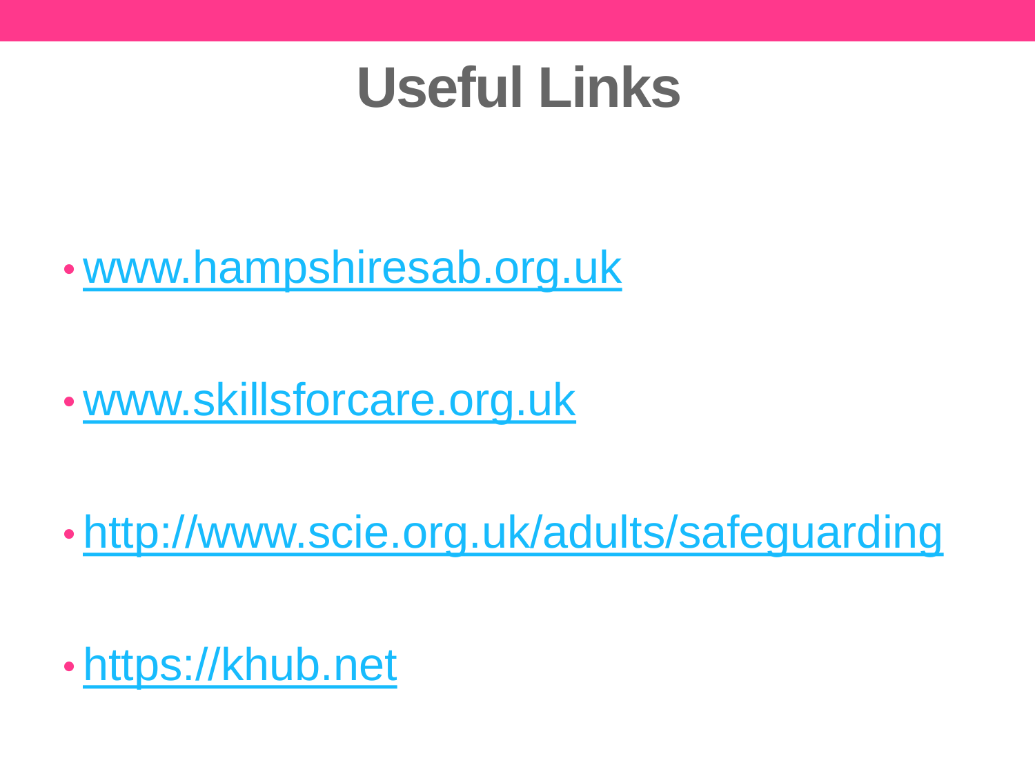# Useful Links

- www.hampshiresab.org.uk
- www.skillsforcare.org.uk
- http://www.scie.org.uk/adults/safeguarding
- https://khub.net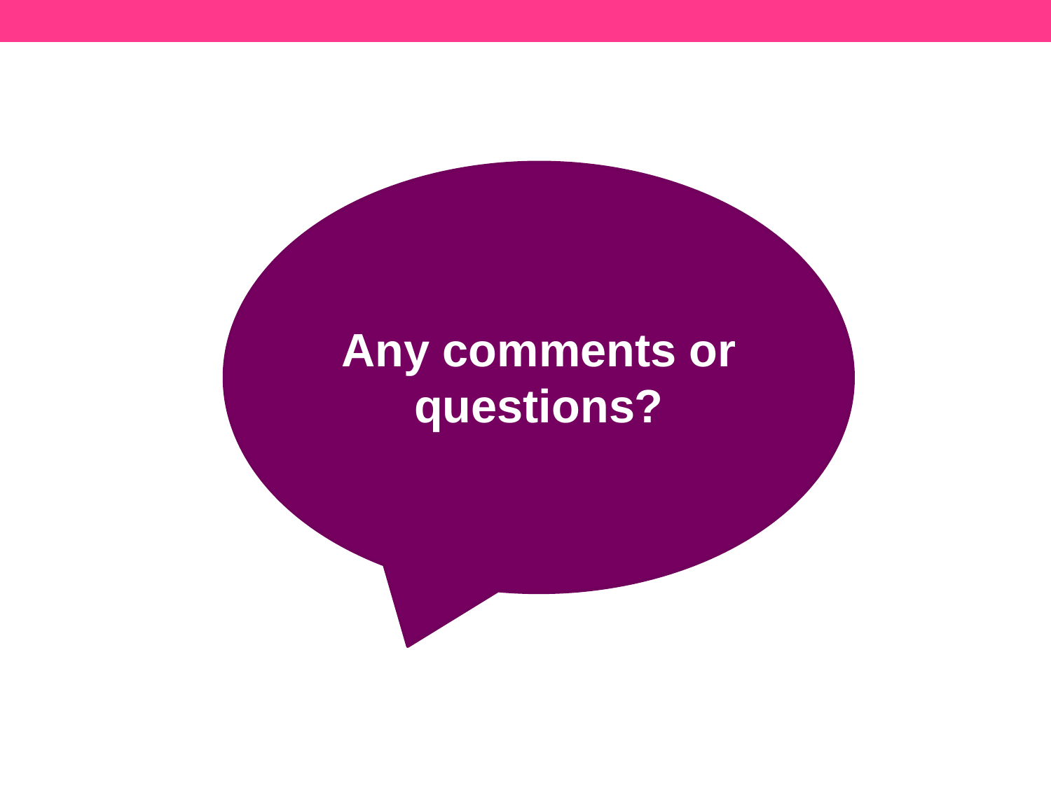**Any comments or questions?**